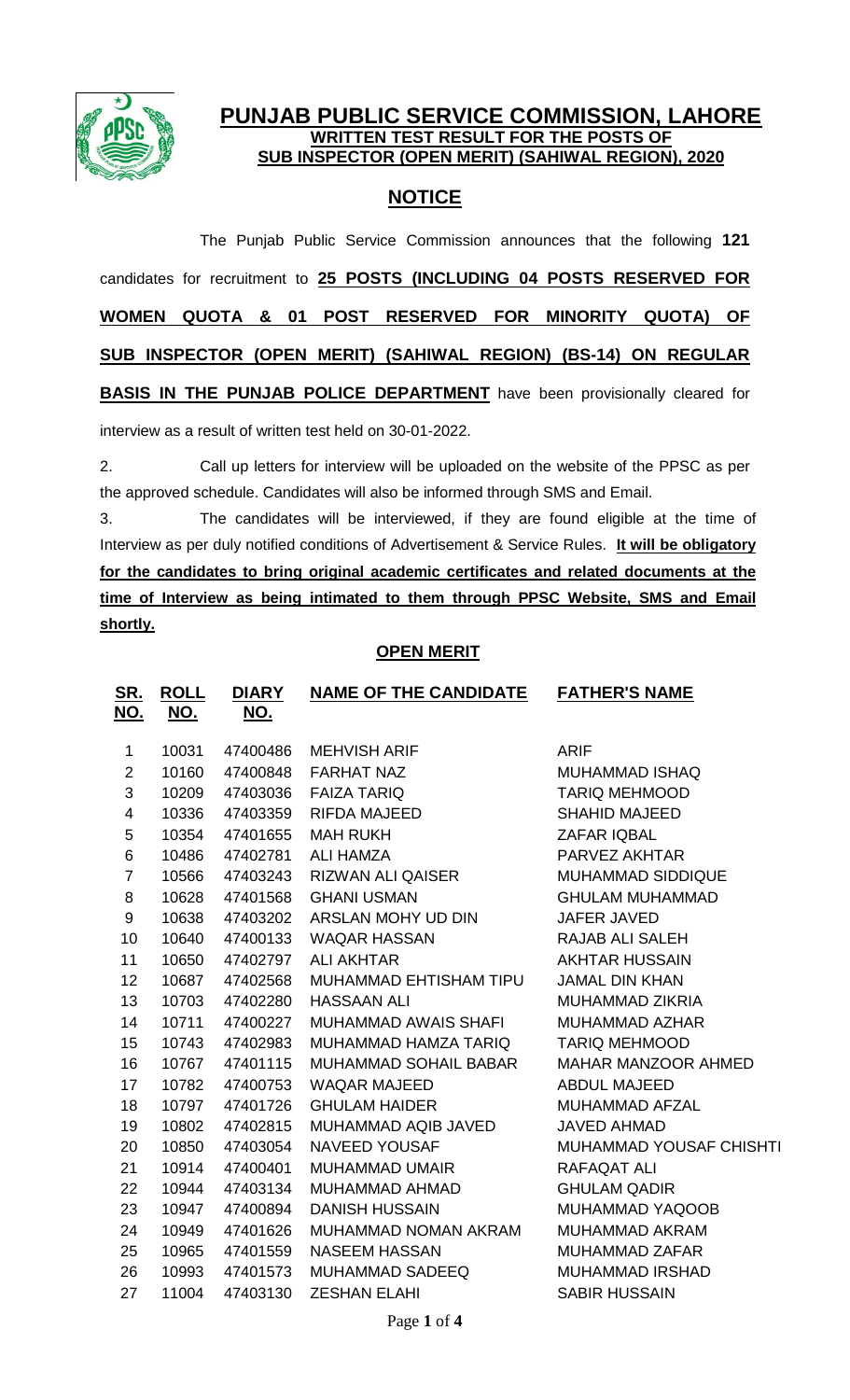# PUNJAB PUBLIC SERVICE COMMISSION, LAHORE

## WRITTEN TEST RESULT FOR THE POSTS OF SUB INSPECTOR (OPEN MERIT) (SAHIWAL REGION), 2020

## NOTICE

The Punjab Public Service Commission announces that the following **121** candidates for recruitment to **25 POSTS (INCLUDING 04 POSTS RESERVED FOR WOMEN QUOTA & 01 POST RESERVED FOR MINORITY QUOTA) OF SUB INSPECTOR (OPEN MERIT) (SAHIWAL REGION) (BS-14) ON REGULAR BASIS IN THE PUNJAB POLICE DEPARTMENT** have been provisionally cleared for interview as a result of written test held on 30-01-2022.

2. Call up letters for interview will be uploaded on the website of the PPSC as per the approved schedule. Candidates will also be informed through SMS and Email.

3. The candidates will be interviewed, if they are found eligible at the time of Interview as per duly notified conditions of Advertisement & Service Rules. **It will be obligatory for the candidates to bring original academic certificates and related documents at the time of Interview as being intimated to them through PPSC Website, SMS and Email shortly.**

### OPEN MERIT

| SR. NO. | ROLL NO. | DIARY NO. | NAME OF THE CANDIDATE | FATHER'S NAME |
|---|---|---|---|---|
| 1 | 10031 | 47400486 | MEHVISH ARIF | ARIF |
| 2 | 10160 | 47400848 | FARHAT NAZ | MUHAMMAD ISHAQ |
| 3 | 10209 | 47403036 | FAIZA TARIQ | TARIQ MEHMOOD |
| 4 | 10336 | 47403359 | RIFDA MAJEED | SHAHID MAJEED |
| 5 | 10354 | 47401655 | MAH RUKH | ZAFAR IQBAL |
| 6 | 10486 | 47402781 | ALI HAMZA | PARVEZ AKHTAR |
| 7 | 10566 | 47403243 | RIZWAN ALI QAISER | MUHAMMAD SIDDIQUE |
| 8 | 10628 | 47401568 | GHANI USMAN | GHULAM MUHAMMAD |
| 9 | 10638 | 47403202 | ARSLAN MOHY UD DIN | JAFER JAVED |
| 10 | 10640 | 47400133 | WAQAR HASSAN | RAJAB ALI SALEH |
| 11 | 10650 | 47402797 | ALI AKHTAR | AKHTAR HUSSAIN |
| 12 | 10687 | 47402568 | MUHAMMAD EHTISHAM TIPU | JAMAL DIN KHAN |
| 13 | 10703 | 47402280 | HASSAAN ALI | MUHAMMAD ZIKRIA |
| 14 | 10711 | 47400227 | MUHAMMAD AWAIS SHAFI | MUHAMMAD AZHAR |
| 15 | 10743 | 47402983 | MUHAMMAD HAMZA TARIQ | TARIQ MEHMOOD |
| 16 | 10767 | 47401115 | MUHAMMAD SOHAIL BABAR | MAHAR MANZOOR AHMED |
| 17 | 10782 | 47400753 | WAQAR MAJEED | ABDUL MAJEED |
| 18 | 10797 | 47401726 | GHULAM HAIDER | MUHAMMAD AFZAL |
| 19 | 10802 | 47402815 | MUHAMMAD AQIB JAVED | JAVED AHMAD |
| 20 | 10850 | 47403054 | NAVEED YOUSAF | MUHAMMAD YOUSAF CHISHTI |
| 21 | 10914 | 47400401 | MUHAMMAD UMAIR | RAFAQAT ALI |
| 22 | 10944 | 47403134 | MUHAMMAD AHMAD | GHULAM QADIR |
| 23 | 10947 | 47400894 | DANISH HUSSAIN | MUHAMMAD YAQOOB |
| 24 | 10949 | 47401626 | MUHAMMAD NOMAN AKRAM | MUHAMMAD AKRAM |
| 25 | 10965 | 47401559 | NASEEM HASSAN | MUHAMMAD ZAFAR |
| 26 | 10993 | 47401573 | MUHAMMAD SADEEQ | MUHAMMAD IRSHAD |
| 27 | 11004 | 47403130 | ZESHAN ELAHI | SABIR HUSSAIN |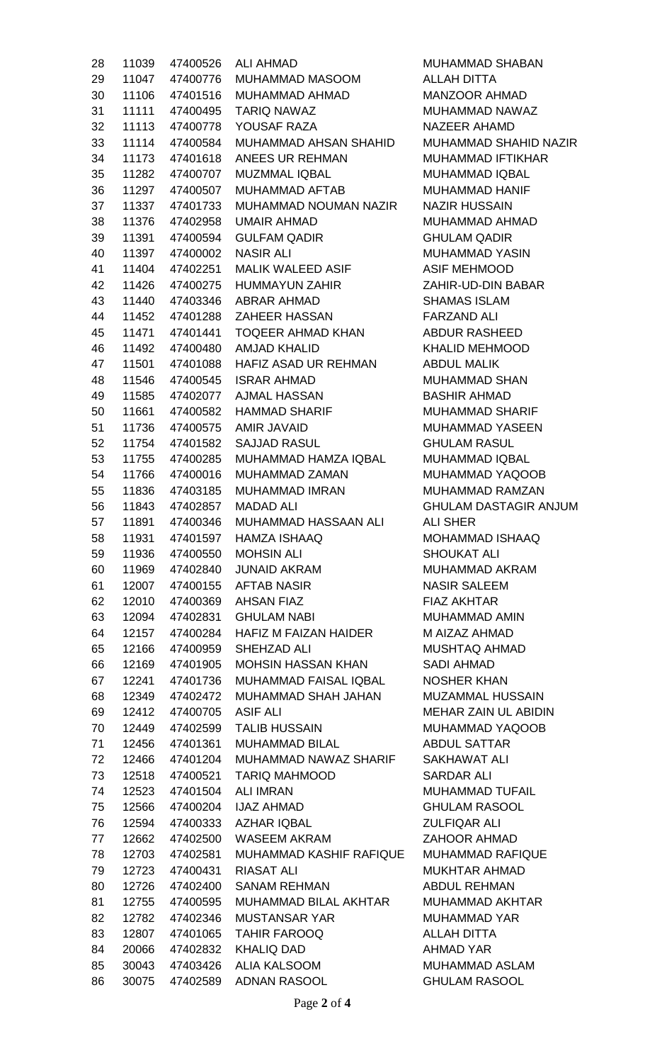| | | | | |
|---|---|---|---|---|
| 28 | 11039 | 47400526 | ALI AHMAD | MUHAMMAD SHABAN |
| 29 | 11047 | 47400776 | MUHAMMAD MASOOM | ALLAH DITTA |
| 30 | 11106 | 47401516 | MUHAMMAD AHMAD | MANZOOR AHMAD |
| 31 | 11111 | 47400495 | TARIQ NAWAZ | MUHAMMAD NAWAZ |
| 32 | 11113 | 47400778 | YOUSAF RAZA | NAZEER AHAMD |
| 33 | 11114 | 47400584 | MUHAMMAD AHSAN SHAHID | MUHAMMAD SHAHID NAZIR |
| 34 | 11173 | 47401618 | ANEES UR REHMAN | MUHAMMAD IFTIKHAR |
| 35 | 11282 | 47400707 | MUZMMAL IQBAL | MUHAMMAD IQBAL |
| 36 | 11297 | 47400507 | MUHAMMAD AFTAB | MUHAMMAD HANIF |
| 37 | 11337 | 47401733 | MUHAMMAD NOUMAN NAZIR | NAZIR HUSSAIN |
| 38 | 11376 | 47402958 | UMAIR AHMAD | MUHAMMAD AHMAD |
| 39 | 11391 | 47400594 | GULFAM QADIR | GHULAM QADIR |
| 40 | 11397 | 47400002 | NASIR ALI | MUHAMMAD YASIN |
| 41 | 11404 | 47402251 | MALIK WALEED ASIF | ASIF MEHMOOD |
| 42 | 11426 | 47400275 | HUMMAYUN ZAHIR | ZAHIR-UD-DIN BABAR |
| 43 | 11440 | 47403346 | ABRAR AHMAD | SHAMAS ISLAM |
| 44 | 11452 | 47401288 | ZAHEER HASSAN | FARZAND ALI |
| 45 | 11471 | 47401441 | TOQEER AHMAD KHAN | ABDUR RASHEED |
| 46 | 11492 | 47400480 | AMJAD KHALID | KHALID MEHMOOD |
| 47 | 11501 | 47401088 | HAFIZ ASAD UR REHMAN | ABDUL MALIK |
| 48 | 11546 | 47400545 | ISRAR AHMAD | MUHAMMAD SHAN |
| 49 | 11585 | 47402077 | AJMAL HASSAN | BASHIR AHMAD |
| 50 | 11661 | 47400582 | HAMMAD SHARIF | MUHAMMAD SHARIF |
| 51 | 11736 | 47400575 | AMIR JAVAID | MUHAMMAD YASEEN |
| 52 | 11754 | 47401582 | SAJJAD RASUL | GHULAM RASUL |
| 53 | 11755 | 47400285 | MUHAMMAD HAMZA IQBAL | MUHAMMAD IQBAL |
| 54 | 11766 | 47400016 | MUHAMMAD ZAMAN | MUHAMMAD YAQOOB |
| 55 | 11836 | 47403185 | MUHAMMAD IMRAN | MUHAMMAD RAMZAN |
| 56 | 11843 | 47402857 | MADAD ALI | GHULAM DASTAGIR ANJUM |
| 57 | 11891 | 47400346 | MUHAMMAD HASSAAN ALI | ALI SHER |
| 58 | 11931 | 47401597 | HAMZA ISHAQ | MOHAMMAD ISHAAQ |
| 59 | 11936 | 47400550 | MOHSIN ALI | SHOUKAT ALI |
| 60 | 11969 | 47402840 | JUNAID AKRAM | MUHAMMAD AKRAM |
| 61 | 12007 | 47400155 | AFTAB NASIR | NASIR SALEEM |
| 62 | 12010 | 47400369 | AHSAN FIAZ | FIAZ AKHTAR |
| 63 | 12094 | 47402831 | GHULAM NABI | MUHAMMAD AMIN |
| 64 | 12157 | 47400284 | HAFIZ M FAIZAN HAIDER | M AIZAZ AHMAD |
| 65 | 12166 | 47400959 | SHEHZAD ALI | MUSHTAQ AHMAD |
| 66 | 12169 | 47401905 | MOHSIN HASSAN KHAN | SADI AHMAD |
| 67 | 12241 | 47401736 | MUHAMMAD FAISAL IQBAL | NOSHER KHAN |
| 68 | 12349 | 47402472 | MUHAMMAD SHAH JAHAN | MUZAMMAL HUSSAIN |
| 69 | 12412 | 47400705 | ASIF ALI | MEHAR ZAIN UL ABIDIN |
| 70 | 12449 | 47402599 | TALIB HUSSAIN | MUHAMMAD YAQOOB |
| 71 | 12456 | 47401361 | MUHAMMAD BILAL | ABDUL SATTAR |
| 72 | 12466 | 47401204 | MUHAMMAD NAWAZ SHARIF | SAKHAWAT ALI |
| 73 | 12518 | 47400521 | TARIQ MAHMOOD | SARDAR ALI |
| 74 | 12523 | 47401504 | ALI IMRAN | MUHAMMAD TUFAIL |
| 75 | 12566 | 47400204 | IJAZ AHMAD | GHULAM RASOOL |
| 76 | 12594 | 47400333 | AZHAR IQBAL | ZULFIQAR ALI |
| 77 | 12662 | 47402500 | WASEEM AKRAM | ZAHOOR AHMAD |
| 78 | 12703 | 47402581 | MUHAMMAD KASHIF RAFIQUE | MUHAMMAD RAFIQUE |
| 79 | 12723 | 47400431 | RIASAT ALI | MUKHTAR AHMAD |
| 80 | 12726 | 47402400 | SANAM REHMAN | ABDUL REHMAN |
| 81 | 12755 | 47400595 | MUHAMMAD BILAL AKHTAR | MUHAMMAD AKHTAR |
| 82 | 12782 | 47402346 | MUSTANSAR YAR | MUHAMMAD YAR |
| 83 | 12807 | 47401065 | TAHIR FAROOQ | ALLAH DITTA |
| 84 | 20066 | 47402832 | KHALIQ DAD | AHMAD YAR |
| 85 | 30043 | 47403426 | ALIA KALSOOM | MUHAMMAD ASLAM |
| 86 | 30075 | 47402589 | ADNAN RASOOL | GHULAM RASOOL |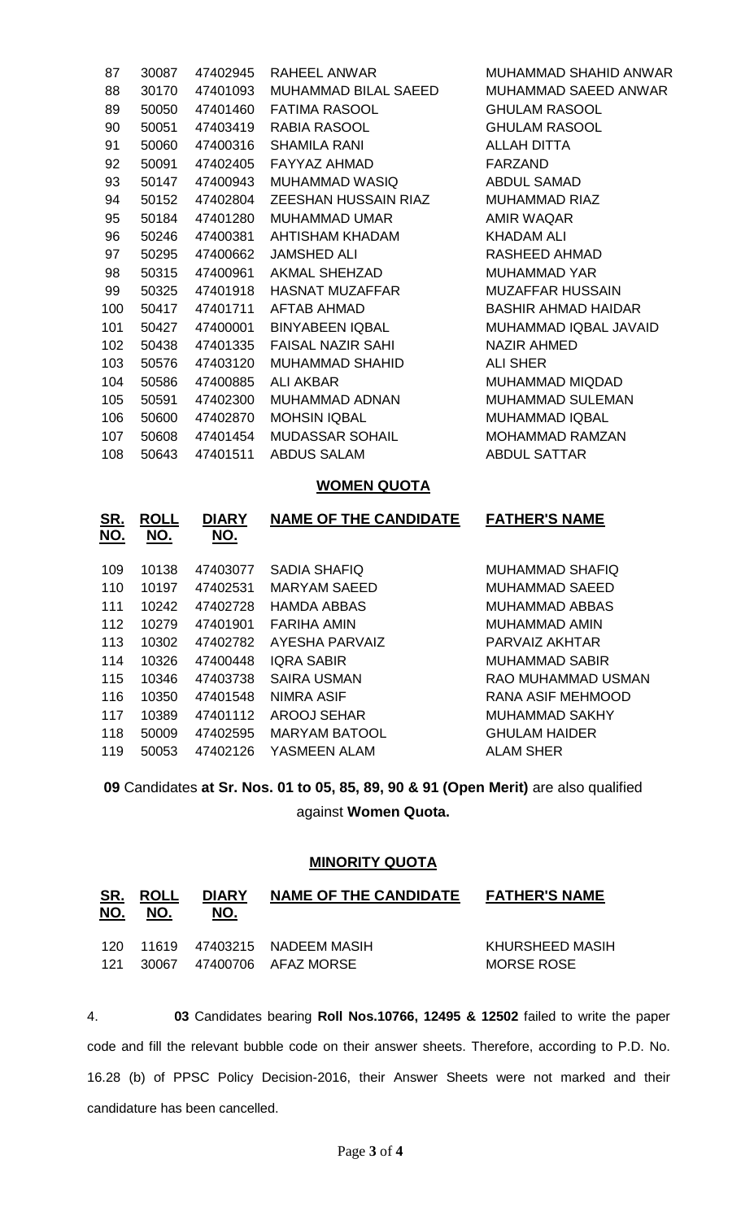| 87 | 30087 | 47402945 | RAHEEL ANWAR | MUHAMMAD SHAHID ANWAR |
|---|---|---|---|---|
| 88 | 30170 | 47401093 | MUHAMMAD BILAL SAEED | MUHAMMAD SAEED ANWAR |
| 89 | 50050 | 47401460 | FATIMA RASOOL | GHULAM RASOOL |
| 90 | 50051 | 47403419 | RABIA RASOOL | GHULAM RASOOL |
| 91 | 50060 | 47400316 | SHAMILA RANI | ALLAH DITTA |
| 92 | 50091 | 47402405 | FAYYAZ AHMAD | FARZAND |
| 93 | 50147 | 47400943 | MUHAMMAD WASIQ | ABDUL SAMAD |
| 94 | 50152 | 47402804 | ZEESHAN HUSSAIN RIAZ | MUHAMMAD RIAZ |
| 95 | 50184 | 47401280 | MUHAMMAD UMAR | AMIR WAQAR |
| 96 | 50246 | 47400381 | AHTISHAM KHADAM | KHADAM ALI |
| 97 | 50295 | 47400662 | JAMSHED ALI | RASHEED AHMAD |
| 98 | 50315 | 47400961 | AKMAL SHEHZAD | MUHAMMAD YAR |
| 99 | 50325 | 47401918 | HASNAT MUZAFFAR | MUZAFFAR HUSSAIN |
| 100 | 50417 | 47401711 | AFTAB AHMAD | BASHIR AHMAD HAIDAR |
| 101 | 50427 | 47400001 | BINYABEEN IQBAL | MUHAMMAD IQBAL JAVAID |
| 102 | 50438 | 47401335 | FAISAL NAZIR SAHI | NAZIR AHMED |
| 103 | 50576 | 47403120 | MUHAMMAD SHAHID | ALI SHER |
| 104 | 50586 | 47400885 | ALI AKBAR | MUHAMMAD MIQDAD |
| 105 | 50591 | 47402300 | MUHAMMAD ADNAN | MUHAMMAD SULEMAN |
| 106 | 50600 | 47402870 | MOHSIN IQBAL | MUHAMMAD IQBAL |
| 107 | 50608 | 47401454 | MUDASSAR SOHAIL | MOHAMMAD RAMZAN |
| 108 | 50643 | 47401511 | ABDUS SALAM | ABDUL SATTAR |

## WOMEN QUOTA

| SR. NO. | ROLL NO. | DIARY NO. | NAME OF THE CANDIDATE | FATHER'S NAME |
|---|---|---|---|---|
| 109 | 10138 | 47403077 | SADIA SHAFIQ | MUHAMMAD SHAFIQ |
| 110 | 10197 | 47402531 | MARYAM SAEED | MUHAMMAD SAEED |
| 111 | 10242 | 47402728 | HAMDA ABBAS | MUHAMMAD ABBAS |
| 112 | 10279 | 47401901 | FARIHA AMIN | MUHAMMAD AMIN |
| 113 | 10302 | 47402782 | AYESHA PARVAIZ | PARVAIZ AKHTAR |
| 114 | 10326 | 47400448 | IQRA SABIR | MUHAMMAD SABIR |
| 115 | 10346 | 47403738 | SAIRA USMAN | RAO MUHAMMAD USMAN |
| 116 | 10350 | 47401548 | NIMRA ASIF | RANA ASIF MEHMOOD |
| 117 | 10389 | 47401112 | AROOJ SEHAR | MUHAMMAD SAKHY |
| 118 | 50009 | 47402595 | MARYAM BATOOL | GHULAM HAIDER |
| 119 | 50053 | 47402126 | YASMEEN ALAM | ALAM SHER |

**09** Candidates **at Sr. Nos. 01 to 05, 85, 89, 90 & 91 (Open Merit)** are also qualified against **Women Quota.**

## MINORITY QUOTA

| SR. NO. | ROLL NO. | DIARY NO. | NAME OF THE CANDIDATE | FATHER'S NAME |
|---|---|---|---|---|
| 120 | 11619 | 47403215 | NADEEM MASIH | KHURSHEED MASIH |
| 121 | 30067 | 47400706 | AFAZ MORSE | MORSE ROSE |

4. **03** Candidates bearing **Roll Nos.10766, 12495 & 12502** failed to write the paper code and fill the relevant bubble code on their answer sheets. Therefore, according to P.D. No. 16.28 (b) of PPSC Policy Decision-2016, their Answer Sheets were not marked and their candidature has been cancelled.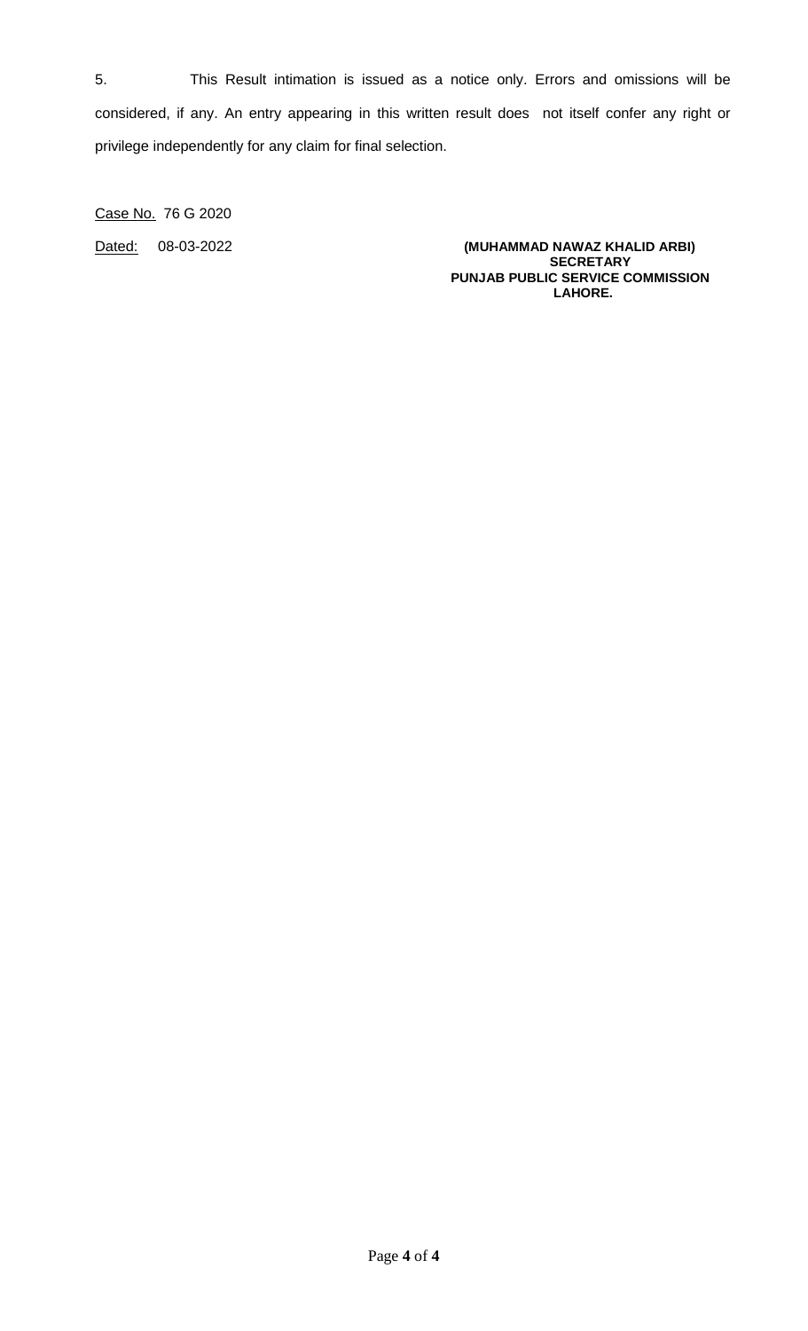5. This Result intimation is issued as a notice only. Errors and omissions will be considered, if any. An entry appearing in this written result does not itself confer any right or privilege independently for any claim for final selection.

Case No. 76 G 2020

Dated: 08-03-2022

**(MUHAMMAD NAWAZ KHALID ARBI)**
**SECRETARY**
**PUNJAB PUBLIC SERVICE COMMISSION**
**LAHORE.**